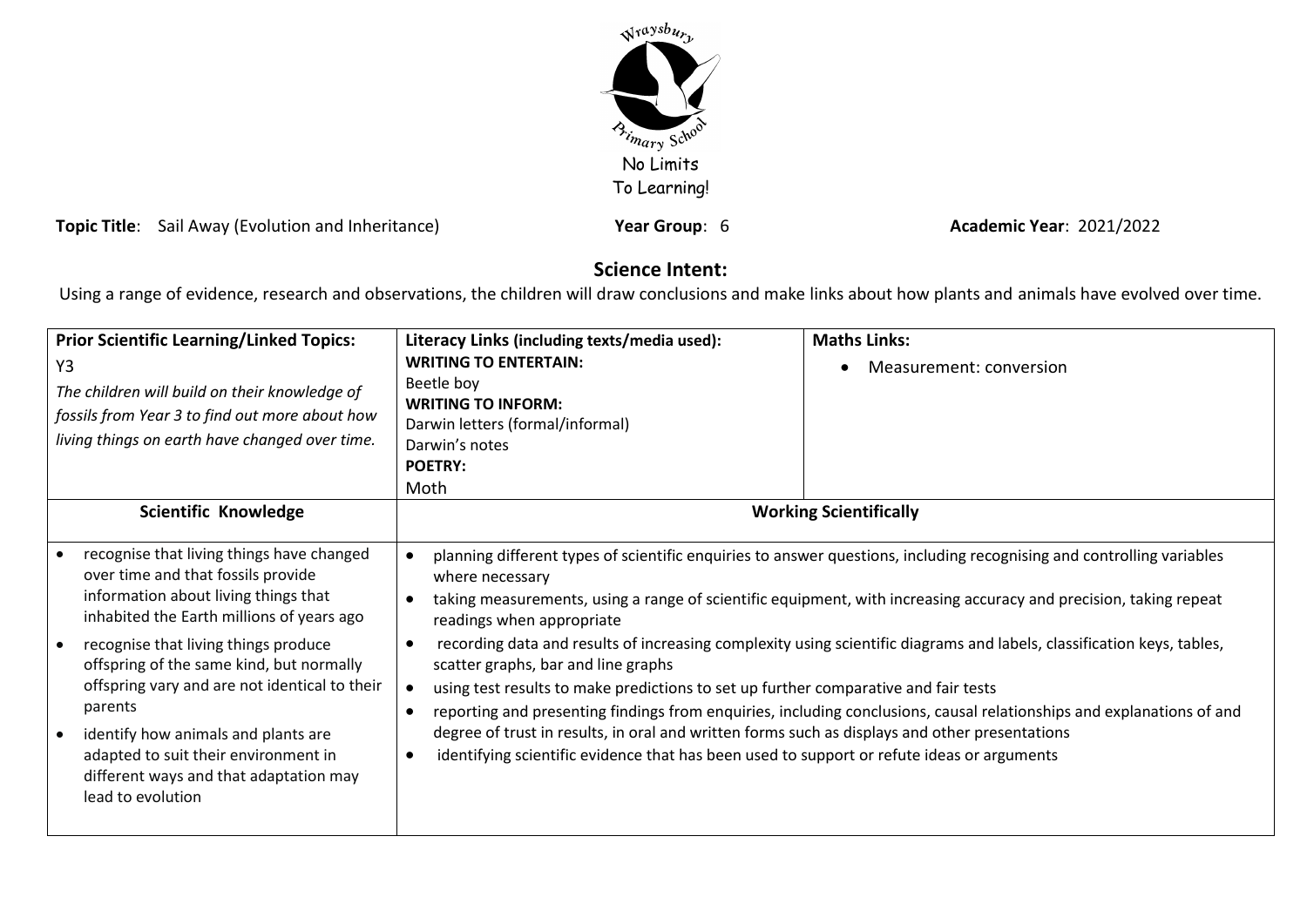Wraysbury Primary School

No Limits To Learning!

**Topic Title**: Sail Away (Evolution and Inheritance) **Year Group**: 6 **Academic Year**: 2021/2022

## Science Intent:

Using a range of evidence, research and observations, the children will draw conclusions and make links about how plants and animals have evolved over time.

| **Prior Scientific Learning/Linked Topics:** | **Literacy Links (including texts/media used):** | **Maths Links:** |
|---|---|---|
| Y3<br>*The children will build on their knowledge of fossils from Year 3 to find out more about how living things on earth have changed over time.* | **WRITING TO ENTERTAIN:**<br>Beetle boy<br>**WRITING TO INFORM:**<br>Darwin letters (formal/informal)<br>Darwin's notes<br>**POETRY:**<br>Moth | • Measurement: conversion |

| **Scientific Knowledge** | **Working Scientifically** |
|---|---|
| • recognise that living things have changed over time and that fossils provide information about living things that inhabited the Earth millions of years ago<br>• recognise that living things produce offspring of the same kind, but normally offspring vary and are not identical to their parents<br>• identify how animals and plants are adapted to suit their environment in different ways and that adaptation may lead to evolution | • planning different types of scientific enquiries to answer questions, including recognising and controlling variables where necessary<br>• taking measurements, using a range of scientific equipment, with increasing accuracy and precision, taking repeat readings when appropriate<br>• recording data and results of increasing complexity using scientific diagrams and labels, classification keys, tables, scatter graphs, bar and line graphs<br>• using test results to make predictions to set up further comparative and fair tests<br>• reporting and presenting findings from enquiries, including conclusions, causal relationships and explanations of and degree of trust in results, in oral and written forms such as displays and other presentations<br>• identifying scientific evidence that has been used to support or refute ideas or arguments |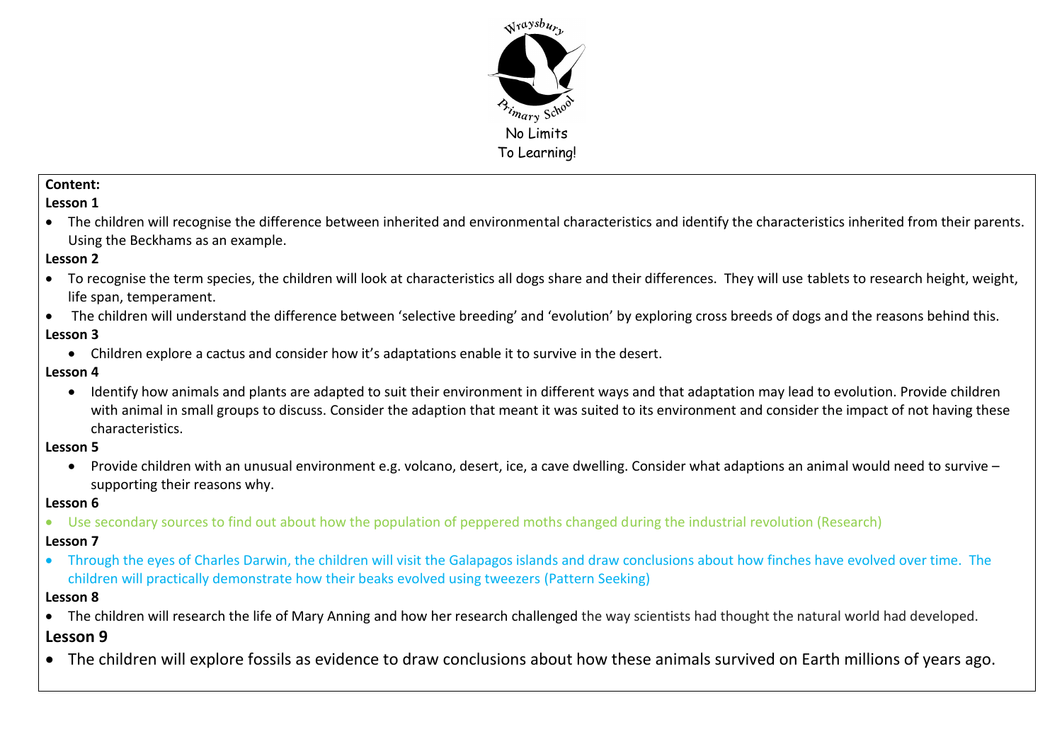Wraysbury Primary School

No Limits To Learning!

**Content:**

**Lesson 1**

- The children will recognise the difference between inherited and environmental characteristics and identify the characteristics inherited from their parents. Using the Beckhams as an example.

**Lesson 2**

- To recognise the term species, the children will look at characteristics all dogs share and their differences. They will use tablets to research height, weight, life span, temperament.
- The children will understand the difference between 'selective breeding' and 'evolution' by exploring cross breeds of dogs and the reasons behind this.

**Lesson 3**

- Children explore a cactus and consider how it's adaptations enable it to survive in the desert.

**Lesson 4**

- Identify how animals and plants are adapted to suit their environment in different ways and that adaptation may lead to evolution. Provide children with animal in small groups to discuss. Consider the adaption that meant it was suited to its environment and consider the impact of not having these characteristics.

**Lesson 5**

- Provide children with an unusual environment e.g. volcano, desert, ice, a cave dwelling. Consider what adaptions an animal would need to survive – supporting their reasons why.

**Lesson 6**

- Use secondary sources to find out about how the population of peppered moths changed during the industrial revolution (Research)

**Lesson 7**

- Through the eyes of Charles Darwin, the children will visit the Galapagos islands and draw conclusions about how finches have evolved over time. The children will practically demonstrate how their beaks evolved using tweezers (Pattern Seeking)

**Lesson 8**

- The children will research the life of Mary Anning and how her research challenged the way scientists had thought the natural world had developed.

**Lesson 9**

- The children will explore fossils as evidence to draw conclusions about how these animals survived on Earth millions of years ago.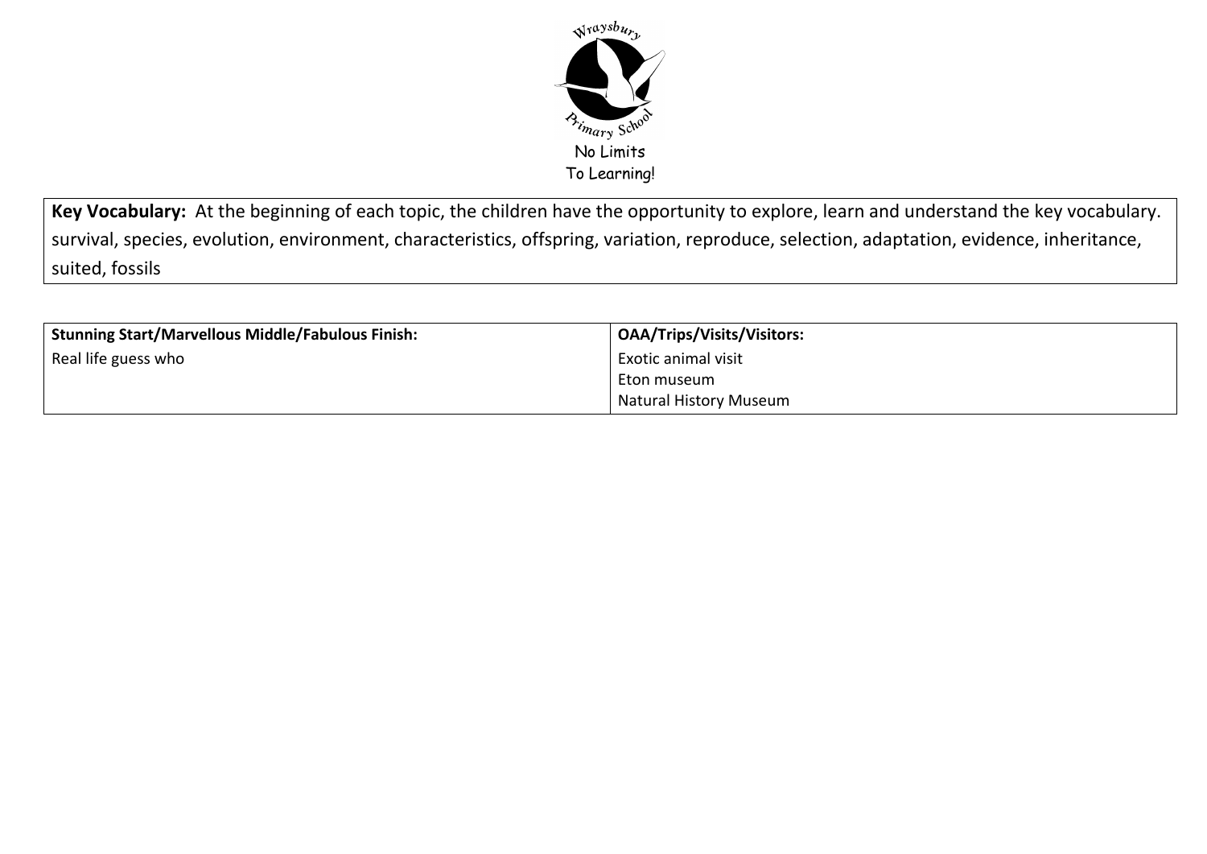No Limits
To Learning!

**Key Vocabulary:** At the beginning of each topic, the children have the opportunity to explore, learn and understand the key vocabulary.
survival, species, evolution, environment, characteristics, offspring, variation, reproduce, selection, adaptation, evidence, inheritance, suited, fossils

| **Stunning Start/Marvellous Middle/Fabulous Finish:** | **OAA/Trips/Visits/Visitors:** |
|---|---|
| Real life guess who | Exotic animal visit<br>Eton museum<br>Natural History Museum |